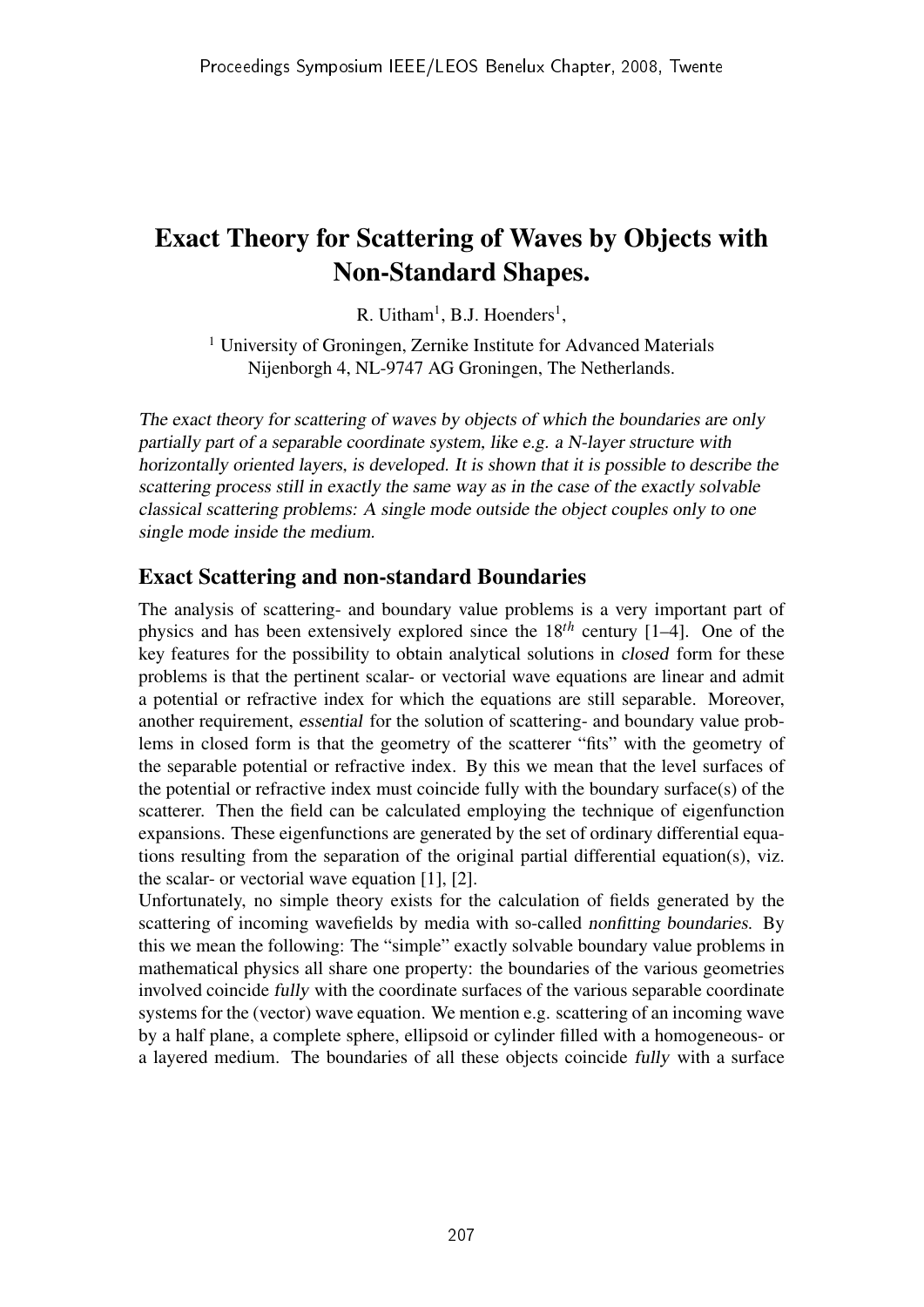# Exact Theory for Scattering of Waves by Objects with Non-Standard Shapes.

R. Uitham[1], B.J. Hoenders[1],

[1] University of Groningen, Zernike Institute for Advanced Materials
Nijenborgh 4, NL-9747 AG Groningen, The Netherlands.

*The exact theory for scattering of waves by objects of which the boundaries are only partially part of a separable coordinate system, like e.g. a N-layer structure with horizontally oriented layers, is developed. It is shown that it is possible to describe the scattering process still in exactly the same way as in the case of the exactly solvable classical scattering problems: A single mode outside the object couples only to one single mode inside the medium.*

## Exact Scattering and non-standard Boundaries

The analysis of scattering- and boundary value problems is a very important part of physics and has been extensively explored since the $18^{th}$ century [1–4]. One of the key features for the possibility to obtain analytical solutions in *closed* form for these problems is that the pertinent scalar- or vectorial wave equations are linear and admit a potential or refractive index for which the equations are still separable. Moreover, another requirement, *essential* for the solution of scattering- and boundary value problems in closed form is that the geometry of the scatterer "fits" with the geometry of the separable potential or refractive index. By this we mean that the level surfaces of the potential or refractive index must coincide fully with the boundary surface(s) of the scatterer. Then the field can be calculated employing the technique of eigenfunction expansions. These eigenfunctions are generated by the set of ordinary differential equations resulting from the separation of the original partial differential equation(s), viz. the scalar- or vectorial wave equation [1], [2].

Unfortunately, no simple theory exists for the calculation of fields generated by the scattering of incoming wavefields by media with so-called *nonfitting boundaries*. By this we mean the following: The "simple" exactly solvable boundary value problems in mathematical physics all share one property: the boundaries of the various geometries involved coincide *fully* with the coordinate surfaces of the various separable coordinate systems for the (vector) wave equation. We mention e.g. scattering of an incoming wave by a half plane, a complete sphere, ellipsoid or cylinder filled with a homogeneous- or a layered medium. The boundaries of all these objects coincide *fully* with a surface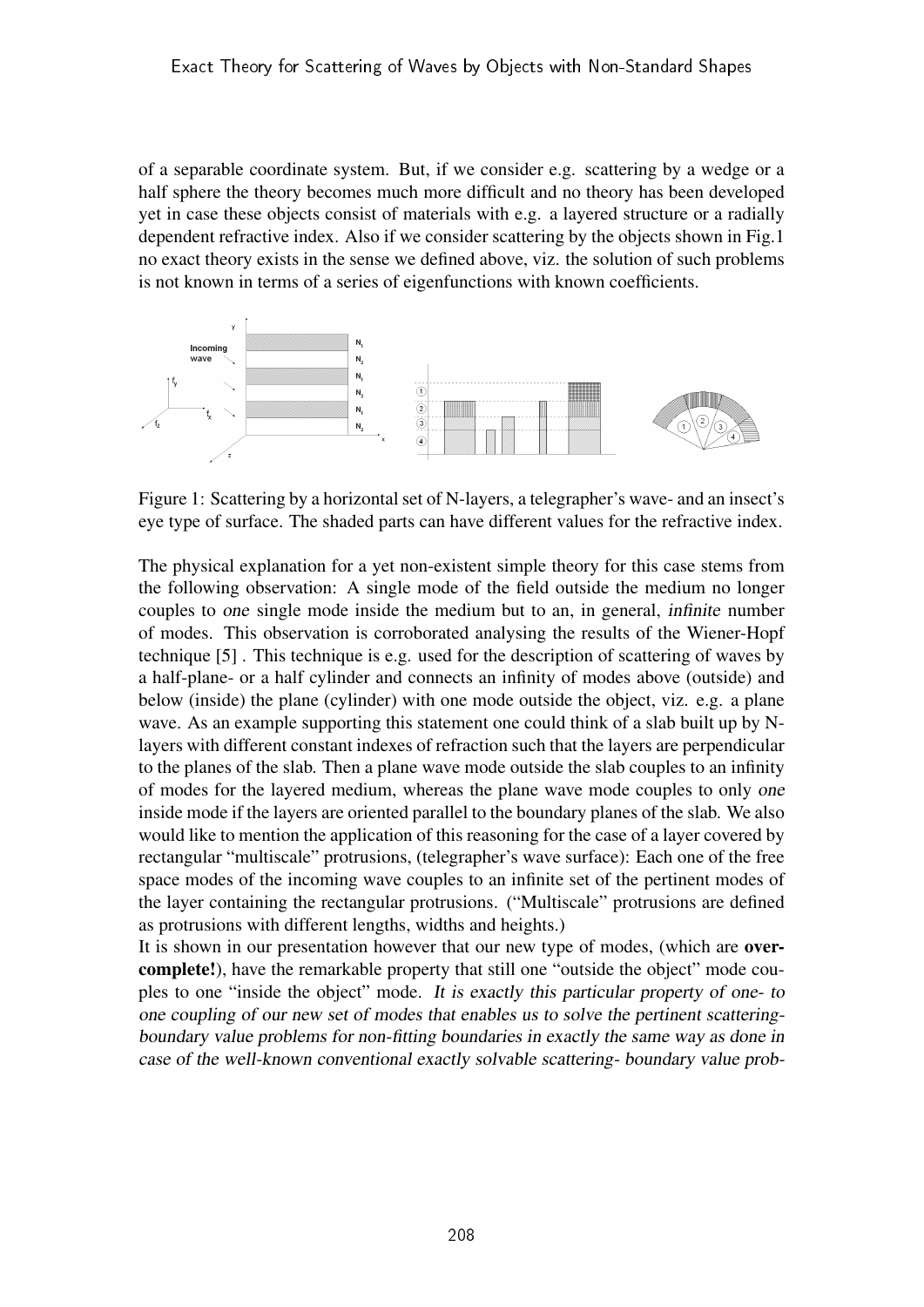of a separable coordinate system. But, if we consider e.g. scattering by a wedge or a half sphere the theory becomes much more difficult and no theory has been developed yet in case these objects consist of materials with e.g. a layered structure or a radially dependent refractive index. Also if we consider scattering by the objects shown in Fig.1 no exact theory exists in the sense we defined above, viz. the solution of such problems is not known in terms of a series of eigenfunctions with known coefficients.

Figure 1: Scattering by a horizontal set of N-layers, a telegrapher's wave- and an insect's eye type of surface. The shaded parts can have different values for the refractive index.

The physical explanation for a yet non-existent simple theory for this case stems from the following observation: A single mode of the field outside the medium no longer couples to *one* single mode inside the medium but to an, in general, *infinite* number of modes. This observation is corroborated analysing the results of the Wiener-Hopf technique [5] . This technique is e.g. used for the description of scattering of waves by a half-plane- or a half cylinder and connects an infinity of modes above (outside) and below (inside) the plane (cylinder) with one mode outside the object, viz. e.g. a plane wave. As an example supporting this statement one could think of a slab built up by N-layers with different constant indexes of refraction such that the layers are perpendicular to the planes of the slab. Then a plane wave mode outside the slab couples to an infinity of modes for the layered medium, whereas the plane wave mode couples to only *one* inside mode if the layers are oriented parallel to the boundary planes of the slab. We also would like to mention the application of this reasoning for the case of a layer covered by rectangular "multiscale" protrusions, (telegrapher's wave surface): Each one of the free space modes of the incoming wave couples to an infinite set of the pertinent modes of the layer containing the rectangular protrusions. ("Multiscale" protrusions are defined as protrusions with different lengths, widths and heights.)

It is shown in our presentation however that our new type of modes, (which are **over-complete!**), have the remarkable property that still one "outside the object" mode couples to one "inside the object" mode. *It is exactly this particular property of one- to one coupling of our new set of modes that enables us to solve the pertinent scattering-boundary value problems for non-fitting boundaries in exactly the same way as done in case of the well-known conventional exactly solvable scattering- boundary value prob-*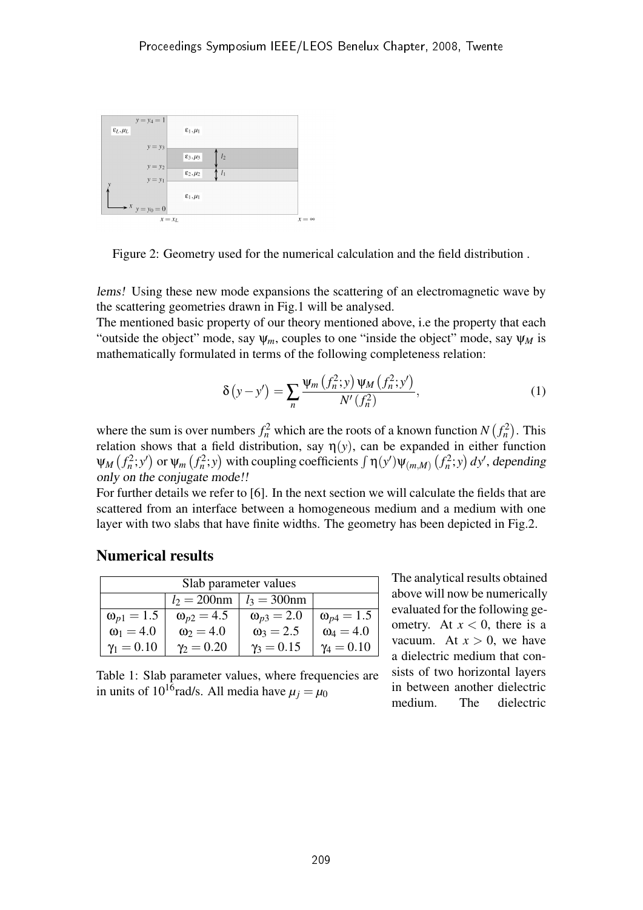Figure 2: Geometry used for the numerical calculation and the field distribution .

*lems!* Using these new mode expansions the scattering of an electromagnetic wave by the scattering geometries drawn in Fig.1 will be analysed.
The mentioned basic property of our theory mentioned above, i.e the property that each "outside the object" mode, say $\psi_m$, couples to one "inside the object" mode, say $\psi_M$ is mathematically formulated in terms of the following completeness relation:

$$\delta\left(y-y'\right)=\sum_n \frac{\psi_m\left(f_n^2;y\right)\psi_M\left(f_n^2;y'\right)}{N'\left(f_n^2\right)}, \tag{1}$$

where the sum is over numbers $f_n^2$ which are the roots of a known function $N\left(f_n^2\right)$. This relation shows that a field distribution, say $\eta(y)$, can be expanded in either function $\psi_M\left(f_n^2;y'\right)$ or $\psi_m\left(f_n^2;y\right)$ with coupling coefficients $\int\eta(y')\psi_{(m,M)}\left(f_n^2;y\right)dy'$, *depending only on the conjugate mode!!*
For further details we refer to [6]. In the next section we will calculate the fields that are scattered from an interface between a homogeneous medium and a medium with one layer with two slabs that have finite widths. The geometry has been depicted in Fig.2.

## Numerical results

| Slab parameter values | | | |
|---|---|---|---|
| | $l_2 = 200$nm | $l_3 = 300$nm | |
| $\omega_{p1} = 1.5$ | $\omega_{p2} = 4.5$ | $\omega_{p3} = 2.0$ | $\omega_{p4} = 1.5$ |
| $\omega_1 = 4.0$ | $\omega_2 = 4.0$ | $\omega_3 = 2.5$ | $\omega_4 = 4.0$ |
| $\gamma_1 = 0.10$ | $\gamma_2 = 0.20$ | $\gamma_3 = 0.15$ | $\gamma_4 = 0.10$ |

Table 1: Slab parameter values, where frequencies are in units of $10^{16}$rad/s. All media have $\mu_j = \mu_0$

The analytical results obtained above will now be numerically evaluated for the following geometry. At $x < 0$, there is a vacuum. At $x > 0$, we have a dielectric medium that consists of two horizontal layers in between another dielectric medium. The dielectric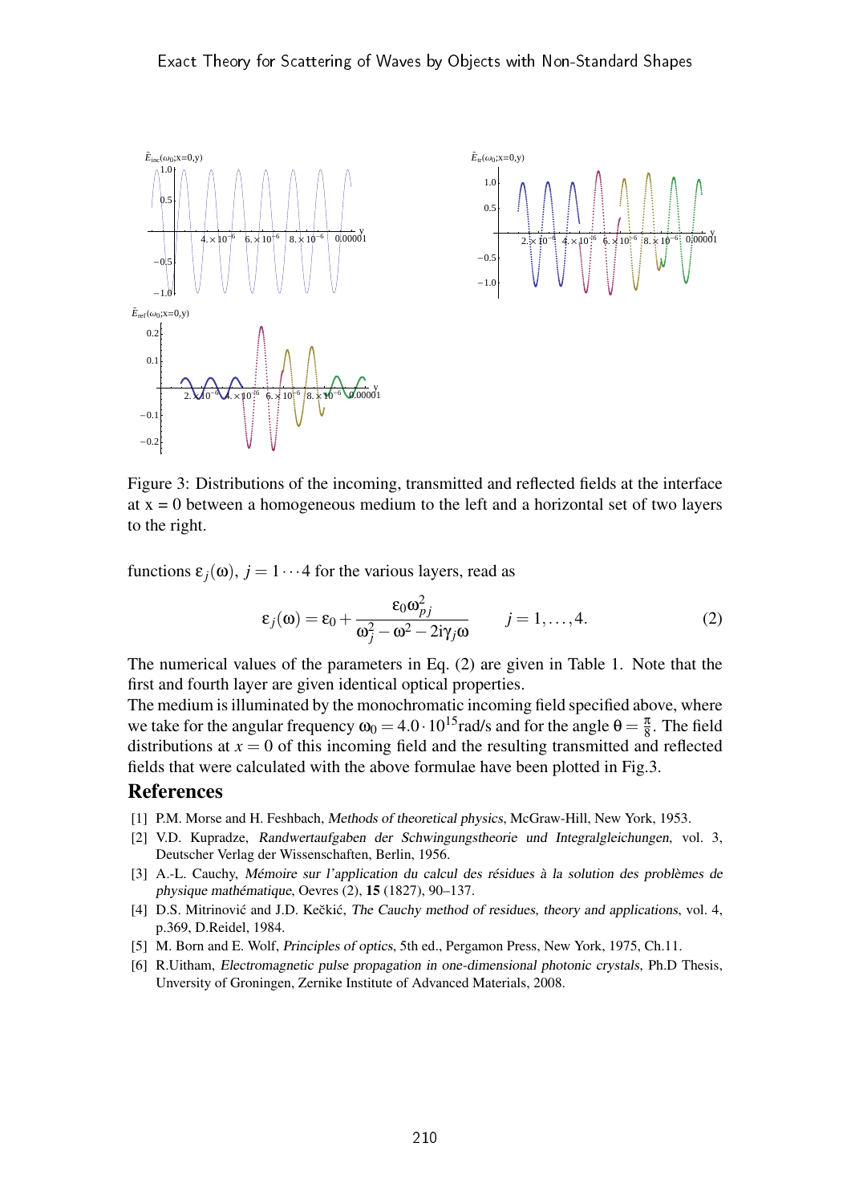$\tilde{E}_{\rm inc}(\omega_0;x=0,y)$

1.0
0.5
−0.5
−1.0
y
$4.\times10^{-6}$ $6.\times10^{-6}$ $8.\times10^{-6}$ 0.00001

$\tilde{E}_{\rm tr}(\omega_0;x=0,y)$

1.0
0.5
−0.5
−1.0
y
$2.\times10^{-6}$ $4.\times10^{-6}$ $6.\times10^{-6}$ $8.\times10^{-6}$ 0.00001

$\tilde{E}_{\rm ref}(\omega_0;x=0,y)$

0.2
0.1
−0.1
−0.2
y
$2.\times10^{-6}$ $4.\times10^{-6}$ $6.\times10^{-6}$ $8.\times10^{-6}$ 0.00001

Figure 3: Distributions of the incoming, transmitted and reflected fields at the interface at x = 0 between a homogeneous medium to the left and a horizontal set of two layers to the right.

functions $\varepsilon_j(\omega)$, $j = 1\cdots4$ for the various layers, read as

$$\varepsilon_j(\omega) = \varepsilon_0 + \frac{\varepsilon_0\omega_{pj}^2}{\omega_j^2 - \omega^2 - 2i\gamma_j\omega} \qquad j = 1,\ldots,4. \tag{2}$$

The numerical values of the parameters in Eq. (2) are given in Table 1. Note that the first and fourth layer are given identical optical properties.
The medium is illuminated by the monochromatic incoming field specified above, where we take for the angular frequency $\omega_0 = 4.0\cdot10^{15}$rad/s and for the angle $\theta = \frac{\pi}{8}$. The field distributions at $x = 0$ of this incoming field and the resulting transmitted and reflected fields that were calculated with the above formulae have been plotted in Fig.3.

## References

[1] P.M. Morse and H. Feshbach, *Methods of theoretical physics*, McGraw-Hill, New York, 1953.

[2] V.D. Kupradze, *Randwertaufgaben der Schwingungstheorie und Integralgleichungen*, vol. 3, Deutscher Verlag der Wissenschaften, Berlin, 1956.

[3] A.-L. Cauchy, *Mémoire sur l'application du calcul des résidues à la solution des problèmes de physique mathématique*, Oevres (2), **15** (1827), 90–137.

[4] D.S. Mitrinović and J.D. Kečkić, *The Cauchy method of residues, theory and applications*, vol. 4, p.369, D.Reidel, 1984.

[5] M. Born and E. Wolf, *Principles of optics*, 5th ed., Pergamon Press, New York, 1975, Ch.11.

[6] R.Uitham, *Electromagnetic pulse propagation in one-dimensional photonic crystals*, Ph.D Thesis, Unversity of Groningen, Zernike Institute of Advanced Materials, 2008.